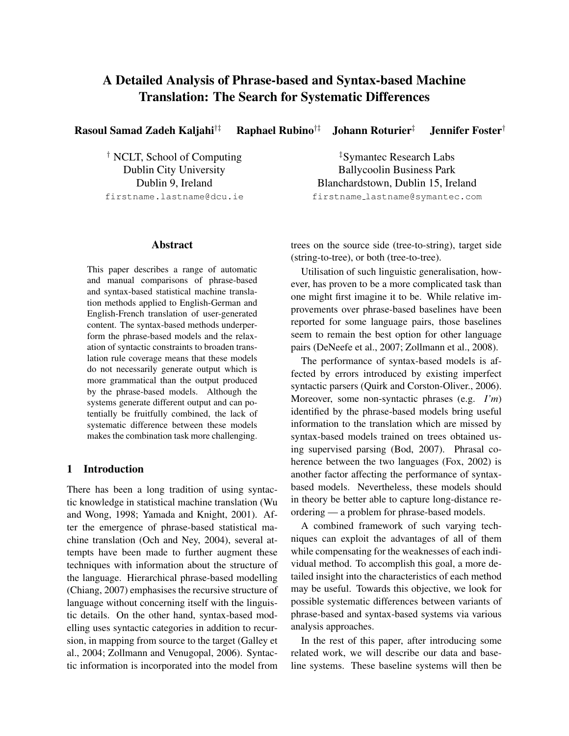# A Detailed Analysis of Phrase-based and Syntax-based Machine Translation: The Search for Systematic Differences

**Rasoul Samad Zadeh Kaljahi**[†‡] **Raphael Rubino**[†‡] **Johann Roturier**[‡] **Jennifer Foster**[†]

[†] NCLT, School of Computing
Dublin City University
Dublin 9, Ireland
firstname.lastname@dcu.ie

[‡]Symantec Research Labs
Ballycoolin Business Park
Blanchardstown, Dublin 15, Ireland
firstname_lastname@symantec.com

## Abstract

This paper describes a range of automatic and manual comparisons of phrase-based and syntax-based statistical machine translation methods applied to English-German and English-French translation of user-generated content. The syntax-based methods underperform the phrase-based models and the relaxation of syntactic constraints to broaden translation rule coverage means that these models do not necessarily generate output which is more grammatical than the output produced by the phrase-based models. Although the systems generate different output and can potentially be fruitfully combined, the lack of systematic difference between these models makes the combination task more challenging.

## 1 Introduction

There has been a long tradition of using syntactic knowledge in statistical machine translation (Wu and Wong, 1998; Yamada and Knight, 2001). After the emergence of phrase-based statistical machine translation (Och and Ney, 2004), several attempts have been made to further augment these techniques with information about the structure of the language. Hierarchical phrase-based modelling (Chiang, 2007) emphasises the recursive structure of language without concerning itself with the linguistic details. On the other hand, syntax-based modelling uses syntactic categories in addition to recursion, in mapping from source to the target (Galley et al., 2004; Zollmann and Venugopal, 2006). Syntactic information is incorporated into the model from trees on the source side (tree-to-string), target side (string-to-tree), or both (tree-to-tree).

Utilisation of such linguistic generalisation, however, has proven to be a more complicated task than one might first imagine it to be. While relative improvements over phrase-based baselines have been reported for some language pairs, those baselines seem to remain the best option for other language pairs (DeNeefe et al., 2007; Zollmann et al., 2008).

The performance of syntax-based models is affected by errors introduced by existing imperfect syntactic parsers (Quirk and Corston-Oliver., 2006). Moreover, some non-syntactic phrases (e.g. *I'm*) identified by the phrase-based models bring useful information to the translation which are missed by syntax-based models trained on trees obtained using supervised parsing (Bod, 2007). Phrasal coherence between the two languages (Fox, 2002) is another factor affecting the performance of syntax-based models. Nevertheless, these models should in theory be better able to capture long-distance reordering — a problem for phrase-based models.

A combined framework of such varying techniques can exploit the advantages of all of them while compensating for the weaknesses of each individual method. To accomplish this goal, a more detailed insight into the characteristics of each method may be useful. Towards this objective, we look for possible systematic differences between variants of phrase-based and syntax-based systems via various analysis approaches.

In the rest of this paper, after introducing some related work, we will describe our data and baseline systems. These baseline systems will then be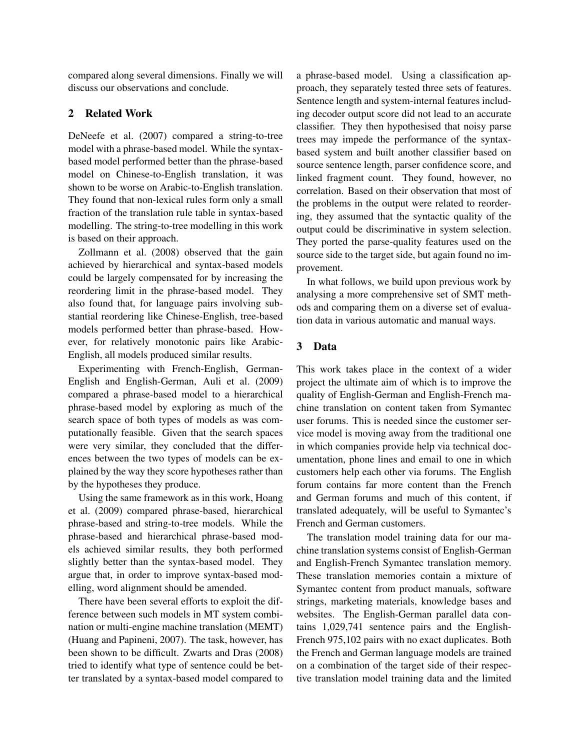compared along several dimensions. Finally we will discuss our observations and conclude.

## 2 Related Work

DeNeefe et al. (2007) compared a string-to-tree model with a phrase-based model. While the syntax-based model performed better than the phrase-based model on Chinese-to-English translation, it was shown to be worse on Arabic-to-English translation. They found that non-lexical rules form only a small fraction of the translation rule table in syntax-based modelling. The string-to-tree modelling in this work is based on their approach.

Zollmann et al. (2008) observed that the gain achieved by hierarchical and syntax-based models could be largely compensated for by increasing the reordering limit in the phrase-based model. They also found that, for language pairs involving substantial reordering like Chinese-English, tree-based models performed better than phrase-based. However, for relatively monotonic pairs like Arabic-English, all models produced similar results.

Experimenting with French-English, German-English and English-German, Auli et al. (2009) compared a phrase-based model to a hierarchical phrase-based model by exploring as much of the search space of both types of models as was computationally feasible. Given that the search spaces were very similar, they concluded that the differences between the two types of models can be explained by the way they score hypotheses rather than by the hypotheses they produce.

Using the same framework as in this work, Hoang et al. (2009) compared phrase-based, hierarchical phrase-based and string-to-tree models. While the phrase-based and hierarchical phrase-based models achieved similar results, they both performed slightly better than the syntax-based model. They argue that, in order to improve syntax-based modelling, word alignment should be amended.

There have been several efforts to exploit the difference between such models in MT system combination or multi-engine machine translation (MEMT) (Huang and Papineni, 2007). The task, however, has been shown to be difficult. Zwarts and Dras (2008) tried to identify what type of sentence could be better translated by a syntax-based model compared to a phrase-based model. Using a classification approach, they separately tested three sets of features. Sentence length and system-internal features including decoder output score did not lead to an accurate classifier. They then hypothesised that noisy parse trees may impede the performance of the syntax-based system and built another classifier based on source sentence length, parser confidence score, and linked fragment count. They found, however, no correlation. Based on their observation that most of the problems in the output were related to reordering, they assumed that the syntactic quality of the output could be discriminative in system selection. They ported the parse-quality features used on the source side to the target side, but again found no improvement.

In what follows, we build upon previous work by analysing a more comprehensive set of SMT methods and comparing them on a diverse set of evaluation data in various automatic and manual ways.

## 3 Data

This work takes place in the context of a wider project the ultimate aim of which is to improve the quality of English-German and English-French machine translation on content taken from Symantec user forums. This is needed since the customer service model is moving away from the traditional one in which companies provide help via technical documentation, phone lines and email to one in which customers help each other via forums. The English forum contains far more content than the French and German forums and much of this content, if translated adequately, will be useful to Symantec's French and German customers.

The translation model training data for our machine translation systems consist of English-German and English-French Symantec translation memory. These translation memories contain a mixture of Symantec content from product manuals, software strings, marketing materials, knowledge bases and websites. The English-German parallel data contains 1,029,741 sentence pairs and the English-French 975,102 pairs with no exact duplicates. Both the French and German language models are trained on a combination of the target side of their respective translation model training data and the limited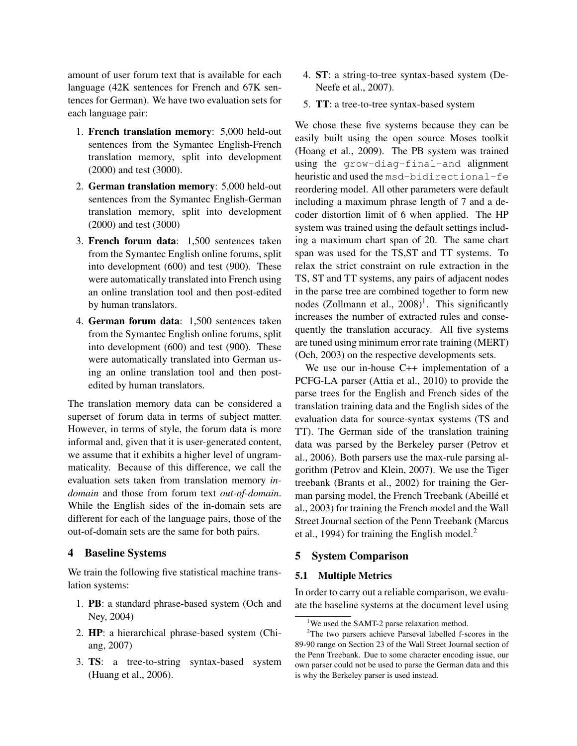amount of user forum text that is available for each language (42K sentences for French and 67K sentences for German). We have two evaluation sets for each language pair:

1. **French translation memory**: 5,000 held-out sentences from the Symantec English-French translation memory, split into development (2000) and test (3000).
2. **German translation memory**: 5,000 held-out sentences from the Symantec English-German translation memory, split into development (2000) and test (3000)
3. **French forum data**: 1,500 sentences taken from the Symantec English online forums, split into development (600) and test (900). These were automatically translated into French using an online translation tool and then post-edited by human translators.
4. **German forum data**: 1,500 sentences taken from the Symantec English online forums, split into development (600) and test (900). These were automatically translated into German using an online translation tool and then post-edited by human translators.

The translation memory data can be considered a superset of forum data in terms of subject matter. However, in terms of style, the forum data is more informal and, given that it is user-generated content, we assume that it exhibits a higher level of ungrammaticality. Because of this difference, we call the evaluation sets taken from translation memory *in-domain* and those from forum text *out-of-domain*. While the English sides of the in-domain sets are different for each of the language pairs, those of the out-of-domain sets are the same for both pairs.

## 4 Baseline Systems

We train the following five statistical machine translation systems:

1. **PB**: a standard phrase-based system (Och and Ney, 2004)
2. **HP**: a hierarchical phrase-based system (Chiang, 2007)
3. **TS**: a tree-to-string syntax-based system (Huang et al., 2006).
4. **ST**: a string-to-tree syntax-based system (DeNeefe et al., 2007).
5. **TT**: a tree-to-tree syntax-based system

We chose these five systems because they can be easily built using the open source Moses toolkit (Hoang et al., 2009). The PB system was trained using the `grow-diag-final-and` alignment heuristic and used the `msd-bidirectional-fe` reordering model. All other parameters were default including a maximum phrase length of 7 and a decoder distortion limit of 6 when applied. The HP system was trained using the default settings including a maximum chart span of 20. The same chart span was used for the TS,ST and TT systems. To relax the strict constraint on rule extraction in the TS, ST and TT systems, any pairs of adjacent nodes in the parse tree are combined together to form new nodes (Zollmann et al., 2008)[1]. This significantly increases the number of extracted rules and consequently the translation accuracy. All five systems are tuned using minimum error rate training (MERT) (Och, 2003) on the respective developments sets.

We use our in-house C++ implementation of a PCFG-LA parser (Attia et al., 2010) to provide the parse trees for the English and French sides of the translation training data and the English sides of the evaluation data for source-syntax systems (TS and TT). The German side of the translation training data was parsed by the Berkeley parser (Petrov et al., 2006). Both parsers use the max-rule parsing algorithm (Petrov and Klein, 2007). We use the Tiger treebank (Brants et al., 2002) for training the German parsing model, the French Treebank (Abeillé et al., 2003) for training the French model and the Wall Street Journal section of the Penn Treebank (Marcus et al., 1994) for training the English model.[2]

## 5 System Comparison

### 5.1 Multiple Metrics

In order to carry out a reliable comparison, we evaluate the baseline systems at the document level using

[1] We used the SAMT-2 parse relaxation method.

[2] The two parsers achieve Parseval labelled f-scores in the 89-90 range on Section 23 of the Wall Street Journal section of the Penn Treebank. Due to some character encoding issue, our own parser could not be used to parse the German data and this is why the Berkeley parser is used instead.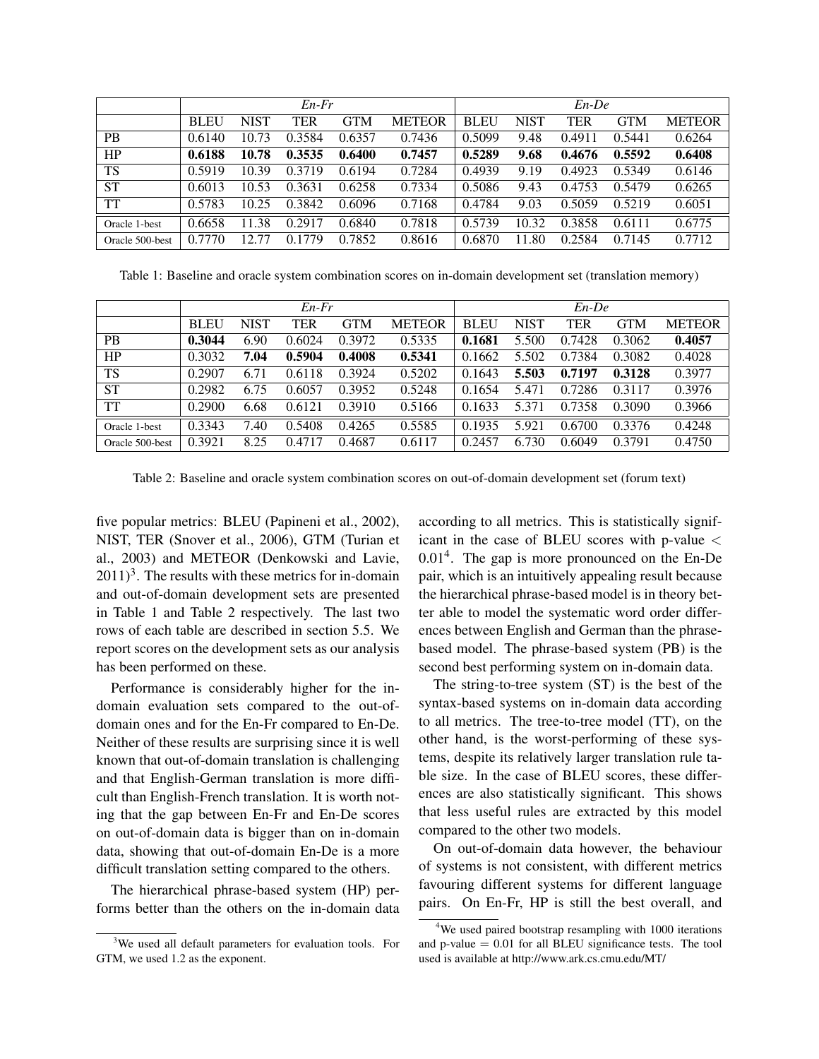| | *En-Fr* | | | | | *En-De* | | | | |
|---|---|---|---|---|---|---|---|---|---|---|
| | BLEU | NIST | TER | GTM | METEOR | BLEU | NIST | TER | GTM | METEOR |
| PB | 0.6140 | 10.73 | 0.3584 | 0.6357 | 0.7436 | 0.5099 | 9.48 | 0.4911 | 0.5441 | 0.6264 |
| HP | **0.6188** | **10.78** | **0.3535** | **0.6400** | **0.7457** | **0.5289** | **9.68** | **0.4676** | **0.5592** | **0.6408** |
| TS | 0.5919 | 10.39 | 0.3719 | 0.6194 | 0.7284 | 0.4939 | 9.19 | 0.4923 | 0.5349 | 0.6146 |
| ST | 0.6013 | 10.53 | 0.3631 | 0.6258 | 0.7334 | 0.5086 | 9.43 | 0.4753 | 0.5479 | 0.6265 |
| TT | 0.5783 | 10.25 | 0.3842 | 0.6096 | 0.7168 | 0.4784 | 9.03 | 0.5059 | 0.5219 | 0.6051 |
| Oracle 1-best | 0.6658 | 11.38 | 0.2917 | 0.6840 | 0.7818 | 0.5739 | 10.32 | 0.3858 | 0.6111 | 0.6775 |
| Oracle 500-best | 0.7770 | 12.77 | 0.1779 | 0.7852 | 0.8616 | 0.6870 | 11.80 | 0.2584 | 0.7145 | 0.7712 |

Table 1: Baseline and oracle system combination scores on in-domain development set (translation memory)

| | *En-Fr* | | | | | *En-De* | | | | |
|---|---|---|---|---|---|---|---|---|---|---|
| | BLEU | NIST | TER | GTM | METEOR | BLEU | NIST | TER | GTM | METEOR |
| PB | **0.3044** | 6.90 | 0.6024 | 0.3972 | 0.5335 | **0.1681** | 5.500 | 0.7428 | 0.3062 | **0.4057** |
| HP | 0.3032 | **7.04** | **0.5904** | **0.4008** | **0.5341** | 0.1662 | 5.502 | 0.7384 | 0.3082 | 0.4028 |
| TS | 0.2907 | 6.71 | 0.6118 | 0.3924 | 0.5202 | 0.1643 | **5.503** | **0.7197** | **0.3128** | 0.3977 |
| ST | 0.2982 | 6.75 | 0.6057 | 0.3952 | 0.5248 | 0.1654 | 5.471 | 0.7286 | 0.3117 | 0.3976 |
| TT | 0.2900 | 6.68 | 0.6121 | 0.3910 | 0.5166 | 0.1633 | 5.371 | 0.7358 | 0.3090 | 0.3966 |
| Oracle 1-best | 0.3343 | 7.40 | 0.5408 | 0.4265 | 0.5585 | 0.1935 | 5.921 | 0.6700 | 0.3376 | 0.4248 |
| Oracle 500-best | 0.3921 | 8.25 | 0.4717 | 0.4687 | 0.6117 | 0.2457 | 6.730 | 0.6049 | 0.3791 | 0.4750 |

Table 2: Baseline and oracle system combination scores on out-of-domain development set (forum text)

five popular metrics: BLEU (Papineni et al., 2002), NIST, TER (Snover et al., 2006), GTM (Turian et al., 2003) and METEOR (Denkowski and Lavie, 2011)[3]. The results with these metrics for in-domain and out-of-domain development sets are presented in Table 1 and Table 2 respectively. The last two rows of each table are described in section 5.5. We report scores on the development sets as our analysis has been performed on these.

Performance is considerably higher for the in-domain evaluation sets compared to the out-of-domain ones and for the En-Fr compared to En-De. Neither of these results are surprising since it is well known that out-of-domain translation is challenging and that English-German translation is more difficult than English-French translation. It is worth noting that the gap between En-Fr and En-De scores on out-of-domain data is bigger than on in-domain data, showing that out-of-domain En-De is a more difficult translation setting compared to the others.

The hierarchical phrase-based system (HP) performs better than the others on the in-domain data according to all metrics. This is statistically significant in the case of BLEU scores with p-value $<$ 0.01[4]. The gap is more pronounced on the En-De pair, which is an intuitively appealing result because the hierarchical phrase-based model is in theory better able to model the systematic word order differences between English and German than the phrase-based model. The phrase-based system (PB) is the second best performing system on in-domain data.

The string-to-tree system (ST) is the best of the syntax-based systems on in-domain data according to all metrics. The tree-to-tree model (TT), on the other hand, is the worst-performing of these systems, despite its relatively larger translation rule table size. In the case of BLEU scores, these differences are also statistically significant. This shows that less useful rules are extracted by this model compared to the other two models.

On out-of-domain data however, the behaviour of systems is not consistent, with different metrics favouring different systems for different language pairs. On En-Fr, HP is still the best overall, and

[3]We used all default parameters for evaluation tools. For GTM, we used 1.2 as the exponent.

[4]We used paired bootstrap resampling with 1000 iterations and p-value = 0.01 for all BLEU significance tests. The tool used is available at http://www.ark.cs.cmu.edu/MT/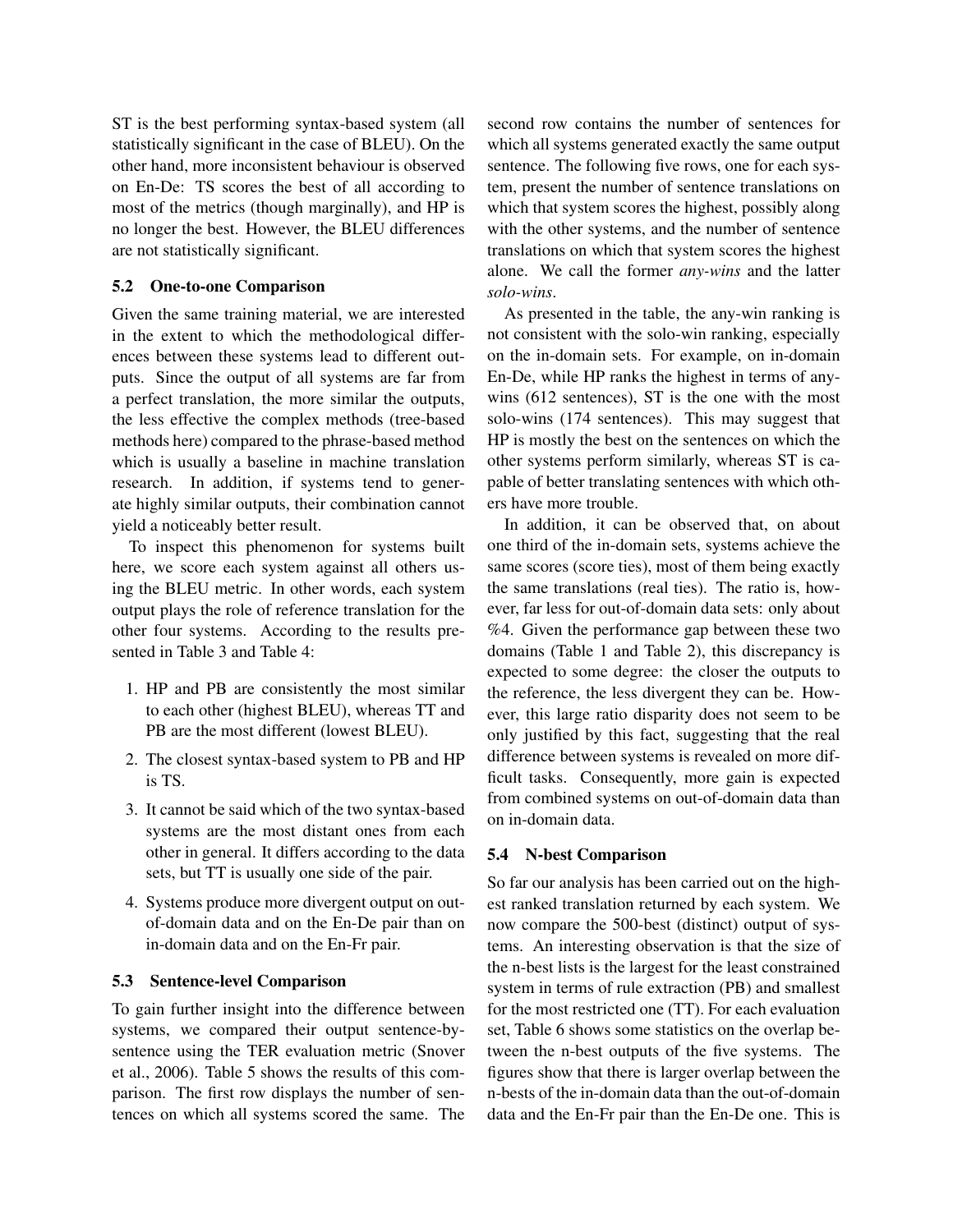ST is the best performing syntax-based system (all statistically significant in the case of BLEU). On the other hand, more inconsistent behaviour is observed on En-De: TS scores the best of all according to most of the metrics (though marginally), and HP is no longer the best. However, the BLEU differences are not statistically significant.

### 5.2 One-to-one Comparison

Given the same training material, we are interested in the extent to which the methodological differences between these systems lead to different outputs. Since the output of all systems are far from a perfect translation, the more similar the outputs, the less effective the complex methods (tree-based methods here) compared to the phrase-based method which is usually a baseline in machine translation research. In addition, if systems tend to generate highly similar outputs, their combination cannot yield a noticeably better result.

To inspect this phenomenon for systems built here, we score each system against all others using the BLEU metric. In other words, each system output plays the role of reference translation for the other four systems. According to the results presented in Table 3 and Table 4:

1. HP and PB are consistently the most similar to each other (highest BLEU), whereas TT and PB are the most different (lowest BLEU).
2. The closest syntax-based system to PB and HP is TS.
3. It cannot be said which of the two syntax-based systems are the most distant ones from each other in general. It differs according to the data sets, but TT is usually one side of the pair.
4. Systems produce more divergent output on out-of-domain data and on the En-De pair than on in-domain data and on the En-Fr pair.

### 5.3 Sentence-level Comparison

To gain further insight into the difference between systems, we compared their output sentence-by-sentence using the TER evaluation metric (Snover et al., 2006). Table 5 shows the results of this comparison. The first row displays the number of sentences on which all systems scored the same. The second row contains the number of sentences for which all systems generated exactly the same output sentence. The following five rows, one for each system, present the number of sentence translations on which that system scores the highest, possibly along with the other systems, and the number of sentence translations on which that system scores the highest alone. We call the former *any-wins* and the latter *solo-wins*.

As presented in the table, the any-win ranking is not consistent with the solo-win ranking, especially on the in-domain sets. For example, on in-domain En-De, while HP ranks the highest in terms of any-wins (612 sentences), ST is the one with the most solo-wins (174 sentences). This may suggest that HP is mostly the best on the sentences on which the other systems perform similarly, whereas ST is capable of better translating sentences with which others have more trouble.

In addition, it can be observed that, on about one third of the in-domain sets, systems achieve the same scores (score ties), most of them being exactly the same translations (real ties). The ratio is, however, far less for out-of-domain data sets: only about %4. Given the performance gap between these two domains (Table 1 and Table 2), this discrepancy is expected to some degree: the closer the outputs to the reference, the less divergent they can be. However, this large ratio disparity does not seem to be only justified by this fact, suggesting that the real difference between systems is revealed on more difficult tasks. Consequently, more gain is expected from combined systems on out-of-domain data than on in-domain data.

### 5.4 N-best Comparison

So far our analysis has been carried out on the highest ranked translation returned by each system. We now compare the 500-best (distinct) output of systems. An interesting observation is that the size of the n-best lists is the largest for the least constrained system in terms of rule extraction (PB) and smallest for the most restricted one (TT). For each evaluation set, Table 6 shows some statistics on the overlap between the n-best outputs of the five systems. The figures show that there is larger overlap between the n-bests of the in-domain data than the out-of-domain data and the En-Fr pair than the En-De one. This is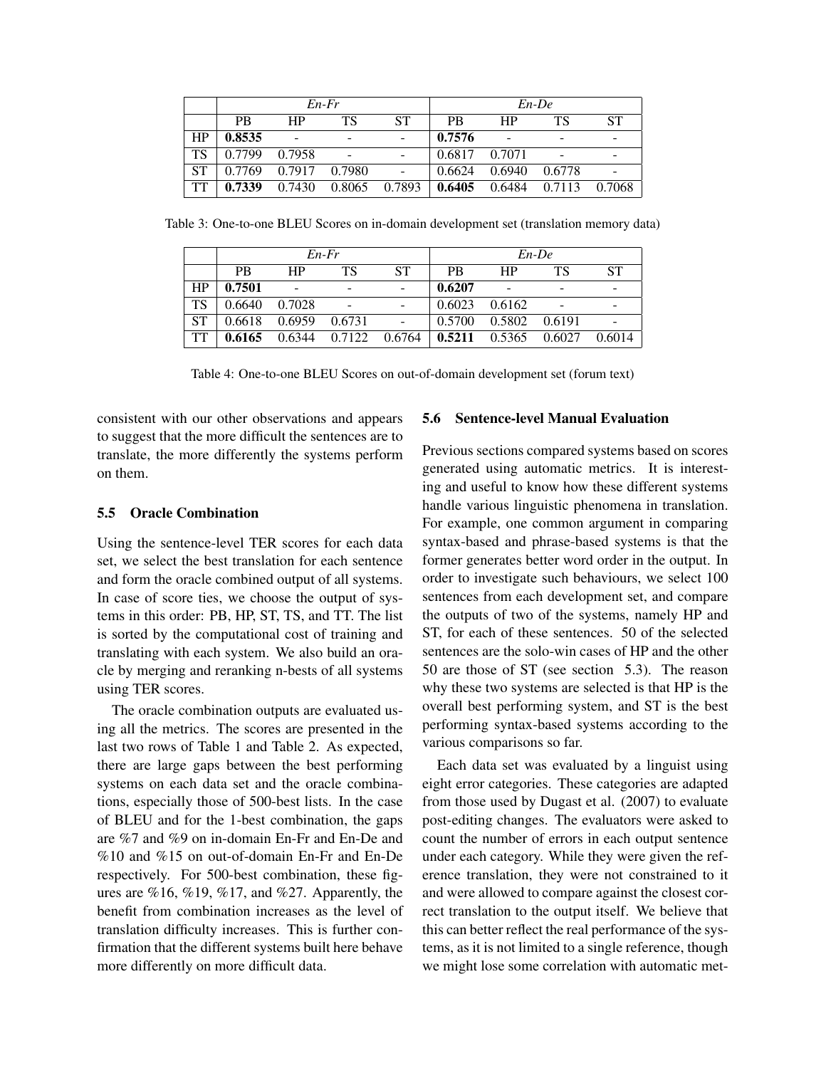| | *En-Fr* | | | | *En-De* | | | |
|---|---|---|---|---|---|---|---|---|
| | PB | HP | TS | ST | PB | HP | TS | ST |
| HP | **0.8535** | - | - | - | **0.7576** | - | - | - |
| TS | 0.7799 | 0.7958 | - | - | 0.6817 | 0.7071 | - | - |
| ST | 0.7769 | 0.7917 | 0.7980 | - | 0.6624 | 0.6940 | 0.6778 | - |
| TT | **0.7339** | 0.7430 | 0.8065 | 0.7893 | **0.6405** | 0.6484 | 0.7113 | 0.7068 |

Table 3: One-to-one BLEU Scores on in-domain development set (translation memory data)

| | *En-Fr* | | | | *En-De* | | | |
|---|---|---|---|---|---|---|---|---|
| | PB | HP | TS | ST | PB | HP | TS | ST |
| HP | **0.7501** | - | - | - | **0.6207** | - | - | - |
| TS | 0.6640 | 0.7028 | - | - | 0.6023 | 0.6162 | - | - |
| ST | 0.6618 | 0.6959 | 0.6731 | - | 0.5700 | 0.5802 | 0.6191 | - |
| TT | **0.6165** | 0.6344 | 0.7122 | 0.6764 | **0.5211** | 0.5365 | 0.6027 | 0.6014 |

Table 4: One-to-one BLEU Scores on out-of-domain development set (forum text)

consistent with our other observations and appears to suggest that the more difficult the sentences are to translate, the more differently the systems perform on them.

### 5.5 Oracle Combination

Using the sentence-level TER scores for each data set, we select the best translation for each sentence and form the oracle combined output of all systems. In case of score ties, we choose the output of systems in this order: PB, HP, ST, TS, and TT. The list is sorted by the computational cost of training and translating with each system. We also build an oracle by merging and reranking n-bests of all systems using TER scores.

The oracle combination outputs are evaluated using all the metrics. The scores are presented in the last two rows of Table 1 and Table 2. As expected, there are large gaps between the best performing systems on each data set and the oracle combinations, especially those of 500-best lists. In the case of BLEU and for the 1-best combination, the gaps are %7 and %9 on in-domain En-Fr and En-De and %10 and %15 on out-of-domain En-Fr and En-De respectively. For 500-best combination, these figures are %16, %19, %17, and %27. Apparently, the benefit from combination increases as the level of translation difficulty increases. This is further confirmation that the different systems built here behave more differently on more difficult data.

### 5.6 Sentence-level Manual Evaluation

Previous sections compared systems based on scores generated using automatic metrics. It is interesting and useful to know how these different systems handle various linguistic phenomena in translation. For example, one common argument in comparing syntax-based and phrase-based systems is that the former generates better word order in the output. In order to investigate such behaviours, we select 100 sentences from each development set, and compare the outputs of two of the systems, namely HP and ST, for each of these sentences. 50 of the selected sentences are the solo-win cases of HP and the other 50 are those of ST (see section 5.3). The reason why these two systems are selected is that HP is the overall best performing system, and ST is the best performing syntax-based systems according to the various comparisons so far.

Each data set was evaluated by a linguist using eight error categories. These categories are adapted from those used by Dugast et al. (2007) to evaluate post-editing changes. The evaluators were asked to count the number of errors in each output sentence under each category. While they were given the reference translation, they were not constrained to it and were allowed to compare against the closest correct translation to the output itself. We believe that this can better reflect the real performance of the systems, as it is not limited to a single reference, though we might lose some correlation with automatic met-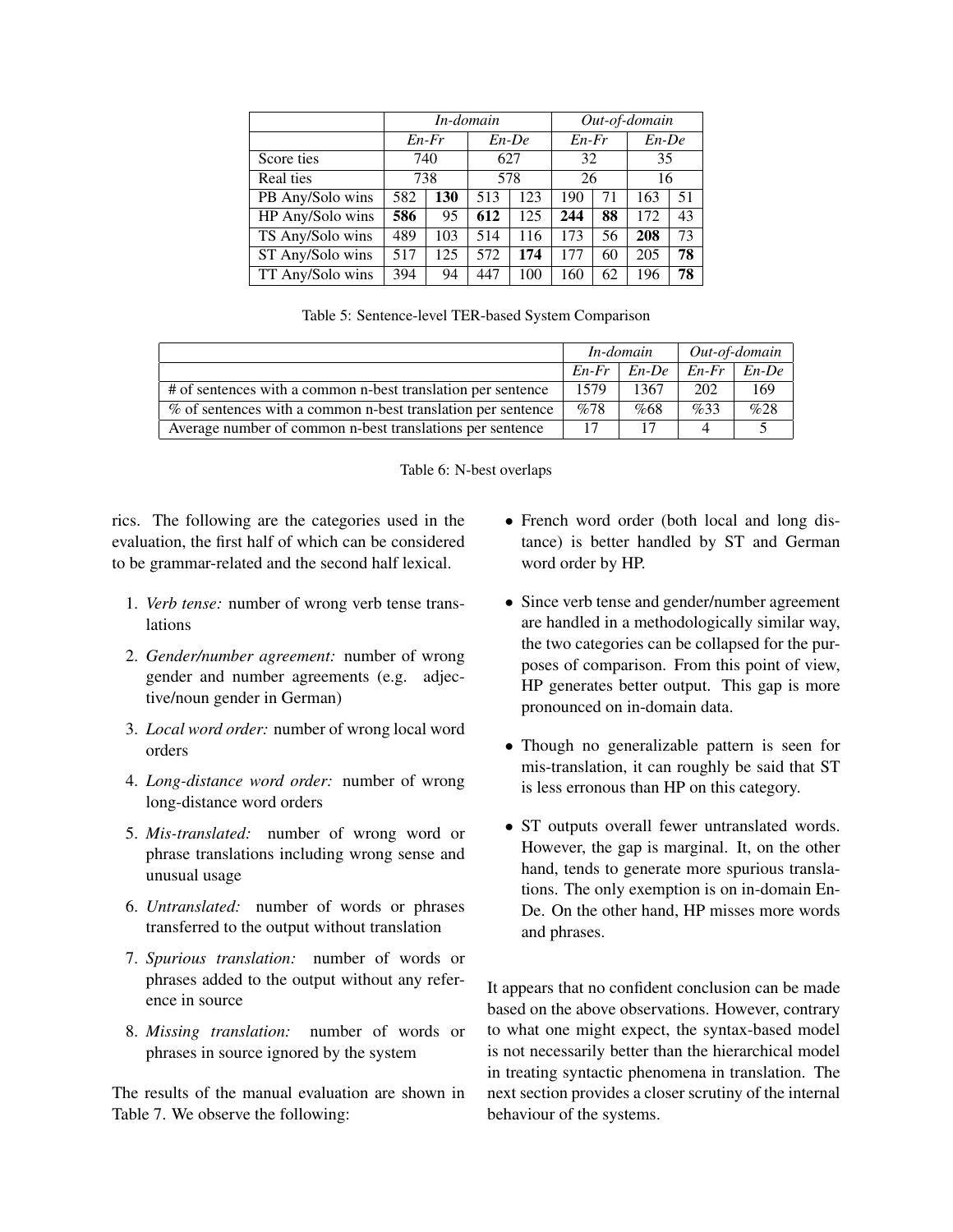| | *In-domain* | | | | *Out-of-domain* | | | |
|---|---|---|---|---|---|---|---|---|
| | *En-Fr* | | *En-De* | | *En-Fr* | | *En-De* | |
| Score ties | 740 | | 627 | | 32 | | 35 | |
| Real ties | 738 | | 578 | | 26 | | 16 | |
| PB Any/Solo wins | 582 | **130** | 513 | 123 | 190 | 71 | 163 | 51 |
| HP Any/Solo wins | **586** | 95 | **612** | 125 | **244** | **88** | 172 | 43 |
| TS Any/Solo wins | 489 | 103 | 514 | 116 | 173 | 56 | **208** | 73 |
| ST Any/Solo wins | 517 | 125 | 572 | **174** | 177 | 60 | 205 | **78** |
| TT Any/Solo wins | 394 | 94 | 447 | 100 | 160 | 62 | 196 | **78** |

Table 5: Sentence-level TER-based System Comparison

| | *In-domain* | | *Out-of-domain* | |
|---|---|---|---|---|
| | *En-Fr* | *En-De* | *En-Fr* | *En-De* |
| # of sentences with a common n-best translation per sentence | 1579 | 1367 | 202 | 169 |
| % of sentences with a common n-best translation per sentence | %78 | %68 | %33 | %28 |
| Average number of common n-best translations per sentence | 17 | 17 | 4 | 5 |

Table 6: N-best overlaps

rics. The following are the categories used in the evaluation, the first half of which can be considered to be grammar-related and the second half lexical.

1. *Verb tense:* number of wrong verb tense translations
2. *Gender/number agreement:* number of wrong gender and number agreements (e.g. adjective/noun gender in German)
3. *Local word order:* number of wrong local word orders
4. *Long-distance word order:* number of wrong long-distance word orders
5. *Mis-translated:* number of wrong word or phrase translations including wrong sense and unusual usage
6. *Untranslated:* number of words or phrases transferred to the output without translation
7. *Spurious translation:* number of words or phrases added to the output without any reference in source
8. *Missing translation:* number of words or phrases in source ignored by the system

The results of the manual evaluation are shown in Table 7. We observe the following:

- French word order (both local and long distance) is better handled by ST and German word order by HP.
- Since verb tense and gender/number agreement are handled in a methodologically similar way, the two categories can be collapsed for the purposes of comparison. From this point of view, HP generates better output. This gap is more pronounced on in-domain data.
- Though no generalizable pattern is seen for mis-translation, it can roughly be said that ST is less erronous than HP on this category.
- ST outputs overall fewer untranslated words. However, the gap is marginal. It, on the other hand, tends to generate more spurious translations. The only exemption is on in-domain En-De. On the other hand, HP misses more words and phrases.

It appears that no confident conclusion can be made based on the above observations. However, contrary to what one might expect, the syntax-based model is not necessarily better than the hierarchical model in treating syntactic phenomena in translation. The next section provides a closer scrutiny of the internal behaviour of the systems.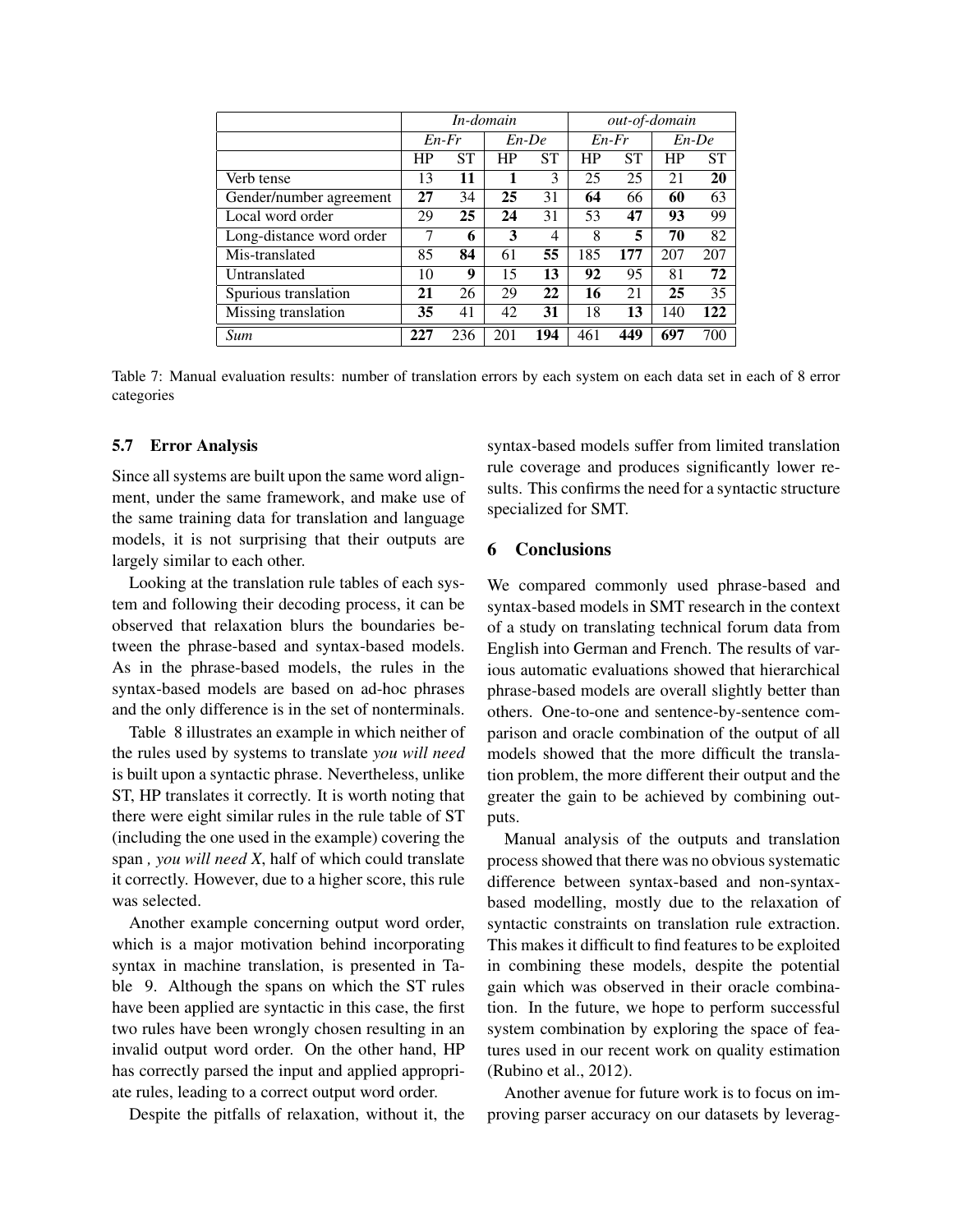| | *In-domain* | | | | *out-of-domain* | | | |
|---|---|---|---|---|---|---|---|---|
| | *En-Fr* | | *En-De* | | *En-Fr* | | *En-De* | |
| | HP | ST | HP | ST | HP | ST | HP | ST |
| Verb tense | 13 | **11** | **1** | 3 | 25 | 25 | 21 | **20** |
| Gender/number agreement | **27** | 34 | **25** | 31 | **64** | 66 | **60** | 63 |
| Local word order | 29 | **25** | **24** | 31 | 53 | **47** | **93** | 99 |
| Long-distance word order | 7 | **6** | **3** | 4 | 8 | **5** | **70** | 82 |
| Mis-translated | 85 | **84** | 61 | **55** | 185 | **177** | 207 | 207 |
| Untranslated | 10 | **9** | 15 | **13** | **92** | 95 | 81 | **72** |
| Spurious translation | **21** | 26 | 29 | **22** | **16** | 21 | **25** | 35 |
| Missing translation | **35** | 41 | 42 | **31** | 18 | **13** | 140 | **122** |
| *Sum* | **227** | 236 | 201 | **194** | 461 | **449** | **697** | 700 |

Table 7: Manual evaluation results: number of translation errors by each system on each data set in each of 8 error categories

### 5.7 Error Analysis

Since all systems are built upon the same word alignment, under the same framework, and make use of the same training data for translation and language models, it is not surprising that their outputs are largely similar to each other.

Looking at the translation rule tables of each system and following their decoding process, it can be observed that relaxation blurs the boundaries between the phrase-based and syntax-based models. As in the phrase-based models, the rules in the syntax-based models are based on ad-hoc phrases and the only difference is in the set of nonterminals.

Table 8 illustrates an example in which neither of the rules used by systems to translate *you will need* is built upon a syntactic phrase. Nevertheless, unlike ST, HP translates it correctly. It is worth noting that there were eight similar rules in the rule table of ST (including the one used in the example) covering the span *, you will need X*, half of which could translate it correctly. However, due to a higher score, this rule was selected.

Another example concerning output word order, which is a major motivation behind incorporating syntax in machine translation, is presented in Table 9. Although the spans on which the ST rules have been applied are syntactic in this case, the first two rules have been wrongly chosen resulting in an invalid output word order. On the other hand, HP has correctly parsed the input and applied appropriate rules, leading to a correct output word order.

Despite the pitfalls of relaxation, without it, the syntax-based models suffer from limited translation rule coverage and produces significantly lower results. This confirms the need for a syntactic structure specialized for SMT.

## 6 Conclusions

We compared commonly used phrase-based and syntax-based models in SMT research in the context of a study on translating technical forum data from English into German and French. The results of various automatic evaluations showed that hierarchical phrase-based models are overall slightly better than others. One-to-one and sentence-by-sentence comparison and oracle combination of the output of all models showed that the more difficult the translation problem, the more different their output and the greater the gain to be achieved by combining outputs.

Manual analysis of the outputs and translation process showed that there was no obvious systematic difference between syntax-based and non-syntax-based modelling, mostly due to the relaxation of syntactic constraints on translation rule extraction. This makes it difficult to find features to be exploited in combining these models, despite the potential gain which was observed in their oracle combination. In the future, we hope to perform successful system combination by exploring the space of features used in our recent work on quality estimation (Rubino et al., 2012).

Another avenue for future work is to focus on improving parser accuracy on our datasets by leverag-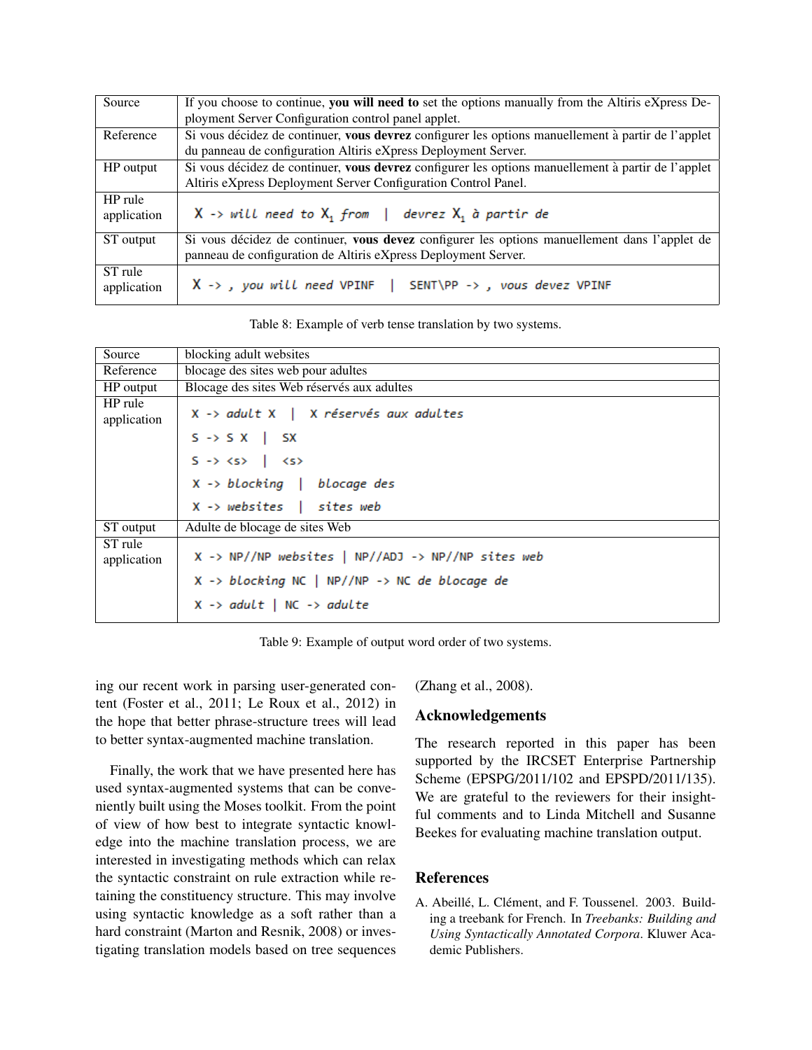| | |
|---|---|
| Source | If you choose to continue, **you will need to** set the options manually from the Altiris eXpress Deployment Server Configuration control panel applet. |
| Reference | Si vous décidez de continuer, **vous devrez** configurer les options manuellement à partir de l'applet du panneau de configuration Altiris eXpress Deployment Server. |
| HP output | Si vous décidez de continuer, **vous devrez** configurer les options manuellement à partir de l'applet Altiris eXpress Deployment Server Configuration Control Panel. |
| HP rule application | X -> *will need to* $X_1$ *from* \| *devrez* $X_1$ *à partir de* |
| ST output | Si vous décidez de continuer, **vous devez** configurer les options manuellement dans l'applet de panneau de configuration de Altiris eXpress Deployment Server. |
| ST rule application | X -> *, you will need* VPINF \| SENT\PP -> *, vous devez* VPINF |

Table 8: Example of verb tense translation by two systems.

| | |
|---|---|
| Source | blocking adult websites |
| Reference | blocage des sites web pour adultes |
| HP output | Blocage des sites Web réservés aux adultes |
| HP rule application | X -> *adult* X \| X *réservés aux adultes*<br>S -> S X \| SX<br>S -> <s> \| <s><br>X -> *blocking* \| *blocage des*<br>X -> *websites* \| *sites web* |
| ST output | Adulte de blocage de sites Web |
| ST rule application | X -> NP//NP *websites* \| NP//ADJ -> NP//NP *sites web*<br>X -> *blocking* NC \| NP//NP -> NC *de blocage de*<br>X -> *adult* \| NC -> *adulte* |

Table 9: Example of output word order of two systems.

ing our recent work in parsing user-generated content (Foster et al., 2011; Le Roux et al., 2012) in the hope that better phrase-structure trees will lead to better syntax-augmented machine translation.

Finally, the work that we have presented here has used syntax-augmented systems that can be conveniently built using the Moses toolkit. From the point of view of how best to integrate syntactic knowledge into the machine translation process, we are interested in investigating methods which can relax the syntactic constraint on rule extraction while retaining the constituency structure. This may involve using syntactic knowledge as a soft rather than a hard constraint (Marton and Resnik, 2008) or investigating translation models based on tree sequences (Zhang et al., 2008).

## Acknowledgements

The research reported in this paper has been supported by the IRCSET Enterprise Partnership Scheme (EPSPG/2011/102 and EPSPD/2011/135). We are grateful to the reviewers for their insightful comments and to Linda Mitchell and Susanne Beekes for evaluating machine translation output.

## References

A. Abeillé, L. Clément, and F. Toussenel. 2003. Building a treebank for French. In *Treebanks: Building and Using Syntactically Annotated Corpora*. Kluwer Academic Publishers.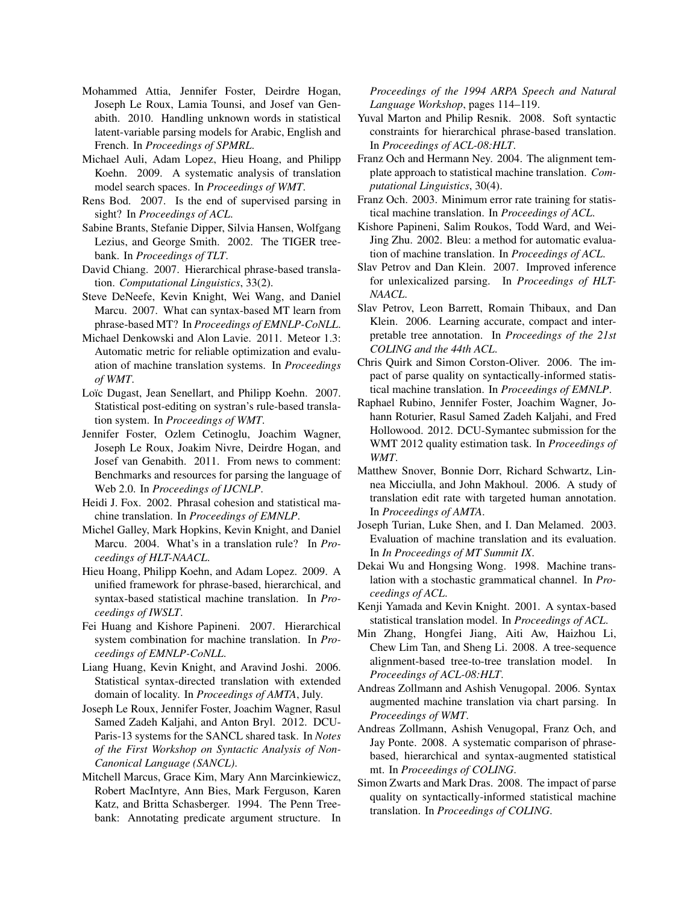Mohammed Attia, Jennifer Foster, Deirdre Hogan, Joseph Le Roux, Lamia Tounsi, and Josef van Genabith. 2010. Handling unknown words in statistical latent-variable parsing models for Arabic, English and French. In *Proceedings of SPMRL*.

Michael Auli, Adam Lopez, Hieu Hoang, and Philipp Koehn. 2009. A systematic analysis of translation model search spaces. In *Proceedings of WMT*.

Rens Bod. 2007. Is the end of supervised parsing in sight? In *Proceedings of ACL*.

Sabine Brants, Stefanie Dipper, Silvia Hansen, Wolfgang Lezius, and George Smith. 2002. The TIGER treebank. In *Proceedings of TLT*.

David Chiang. 2007. Hierarchical phrase-based translation. *Computational Linguistics*, 33(2).

Steve DeNeefe, Kevin Knight, Wei Wang, and Daniel Marcu. 2007. What can syntax-based MT learn from phrase-based MT? In *Proceedings of EMNLP-CoNLL*.

Michael Denkowski and Alon Lavie. 2011. Meteor 1.3: Automatic metric for reliable optimization and evaluation of machine translation systems. In *Proceedings of WMT*.

Loïc Dugast, Jean Senellart, and Philipp Koehn. 2007. Statistical post-editing on systran's rule-based translation system. In *Proceedings of WMT*.

Jennifer Foster, Ozlem Cetinoglu, Joachim Wagner, Joseph Le Roux, Joakim Nivre, Deirdre Hogan, and Josef van Genabith. 2011. From news to comment: Benchmarks and resources for parsing the language of Web 2.0. In *Proceedings of IJCNLP*.

Heidi J. Fox. 2002. Phrasal cohesion and statistical machine translation. In *Proceedings of EMNLP*.

Michel Galley, Mark Hopkins, Kevin Knight, and Daniel Marcu. 2004. What's in a translation rule? In *Proceedings of HLT-NAACL*.

Hieu Hoang, Philipp Koehn, and Adam Lopez. 2009. A unified framework for phrase-based, hierarchical, and syntax-based statistical machine translation. In *Proceedings of IWSLT*.

Fei Huang and Kishore Papineni. 2007. Hierarchical system combination for machine translation. In *Proceedings of EMNLP-CoNLL*.

Liang Huang, Kevin Knight, and Aravind Joshi. 2006. Statistical syntax-directed translation with extended domain of locality. In *Proceedings of AMTA*, July.

Joseph Le Roux, Jennifer Foster, Joachim Wagner, Rasul Samed Zadeh Kaljahi, and Anton Bryl. 2012. DCU-Paris-13 systems for the SANCL shared task. In *Notes of the First Workshop on Syntactic Analysis of Non-Canonical Language (SANCL)*.

Mitchell Marcus, Grace Kim, Mary Ann Marcinkiewicz, Robert MacIntyre, Ann Bies, Mark Ferguson, Karen Katz, and Britta Schasberger. 1994. The Penn Treebank: Annotating predicate argument structure. In *Proceedings of the 1994 ARPA Speech and Natural Language Workshop*, pages 114–119.

Yuval Marton and Philip Resnik. 2008. Soft syntactic constraints for hierarchical phrase-based translation. In *Proceedings of ACL-08:HLT*.

Franz Och and Hermann Ney. 2004. The alignment template approach to statistical machine translation. *Computational Linguistics*, 30(4).

Franz Och. 2003. Minimum error rate training for statistical machine translation. In *Proceedings of ACL*.

Kishore Papineni, Salim Roukos, Todd Ward, and Wei-Jing Zhu. 2002. Bleu: a method for automatic evaluation of machine translation. In *Proceedings of ACL*.

Slav Petrov and Dan Klein. 2007. Improved inference for unlexicalized parsing. In *Proceedings of HLT-NAACL*.

Slav Petrov, Leon Barrett, Romain Thibaux, and Dan Klein. 2006. Learning accurate, compact and interpretable tree annotation. In *Proceedings of the 21st COLING and the 44th ACL*.

Chris Quirk and Simon Corston-Oliver. 2006. The impact of parse quality on syntactically-informed statistical machine translation. In *Proceedings of EMNLP*.

Raphael Rubino, Jennifer Foster, Joachim Wagner, Johann Roturier, Rasul Samed Zadeh Kaljahi, and Fred Hollowood. 2012. DCU-Symantec submission for the WMT 2012 quality estimation task. In *Proceedings of WMT*.

Matthew Snover, Bonnie Dorr, Richard Schwartz, Linnea Micciulla, and John Makhoul. 2006. A study of translation edit rate with targeted human annotation. In *Proceedings of AMTA*.

Joseph Turian, Luke Shen, and I. Dan Melamed. 2003. Evaluation of machine translation and its evaluation. In *In Proceedings of MT Summit IX*.

Dekai Wu and Hongsing Wong. 1998. Machine translation with a stochastic grammatical channel. In *Proceedings of ACL*.

Kenji Yamada and Kevin Knight. 2001. A syntax-based statistical translation model. In *Proceedings of ACL*.

Min Zhang, Hongfei Jiang, Aiti Aw, Haizhou Li, Chew Lim Tan, and Sheng Li. 2008. A tree-sequence alignment-based tree-to-tree translation model. In *Proceedings of ACL-08:HLT*.

Andreas Zollmann and Ashish Venugopal. 2006. Syntax augmented machine translation via chart parsing. In *Proceedings of WMT*.

Andreas Zollmann, Ashish Venugopal, Franz Och, and Jay Ponte. 2008. A systematic comparison of phrase-based, hierarchical and syntax-augmented statistical mt. In *Proceedings of COLING*.

Simon Zwarts and Mark Dras. 2008. The impact of parse quality on syntactically-informed statistical machine translation. In *Proceedings of COLING*.